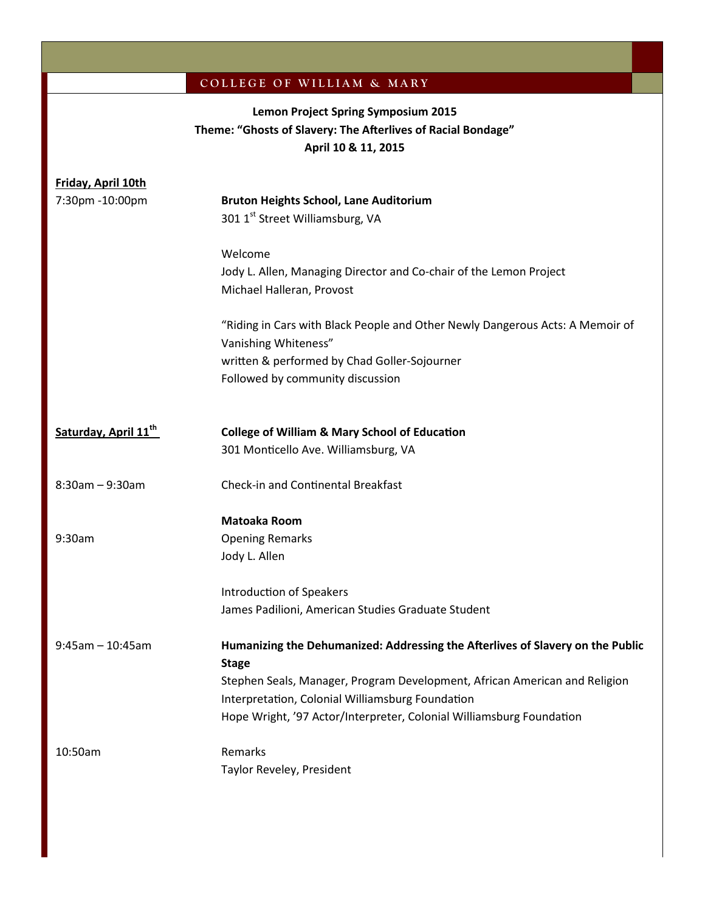COLLEGE OF WILLIAM & MARY

**Lemon Project Spring Symposium 2015**
**Theme: "Ghosts of Slavery: The Afterlives of Racial Bondage"**
**April 10 & 11, 2015**

**Friday, April 10th**

7:30pm -10:00pm

**Bruton Heights School, Lane Auditorium**
301 1st Street Williamsburg, VA

Welcome
Jody L. Allen, Managing Director and Co-chair of the Lemon Project
Michael Halleran, Provost

"Riding in Cars with Black People and Other Newly Dangerous Acts: A Memoir of Vanishing Whiteness"
written & performed by Chad Goller-Sojourner
Followed by community discussion

**Saturday, April 11th**

**College of William & Mary School of Education**
301 Monticello Ave. Williamsburg, VA

8:30am – 9:30am — Check-in and Continental Breakfast

**Matoaka Room**

9:30am — Opening Remarks
Jody L. Allen

Introduction of Speakers
James Padilioni, American Studies Graduate Student

9:45am – 10:45am — **Humanizing the Dehumanized: Addressing the Afterlives of Slavery on the Public Stage**
Stephen Seals, Manager, Program Development, African American and Religion Interpretation, Colonial Williamsburg Foundation
Hope Wright, '97 Actor/Interpreter, Colonial Williamsburg Foundation

10:50am — Remarks
Taylor Reveley, President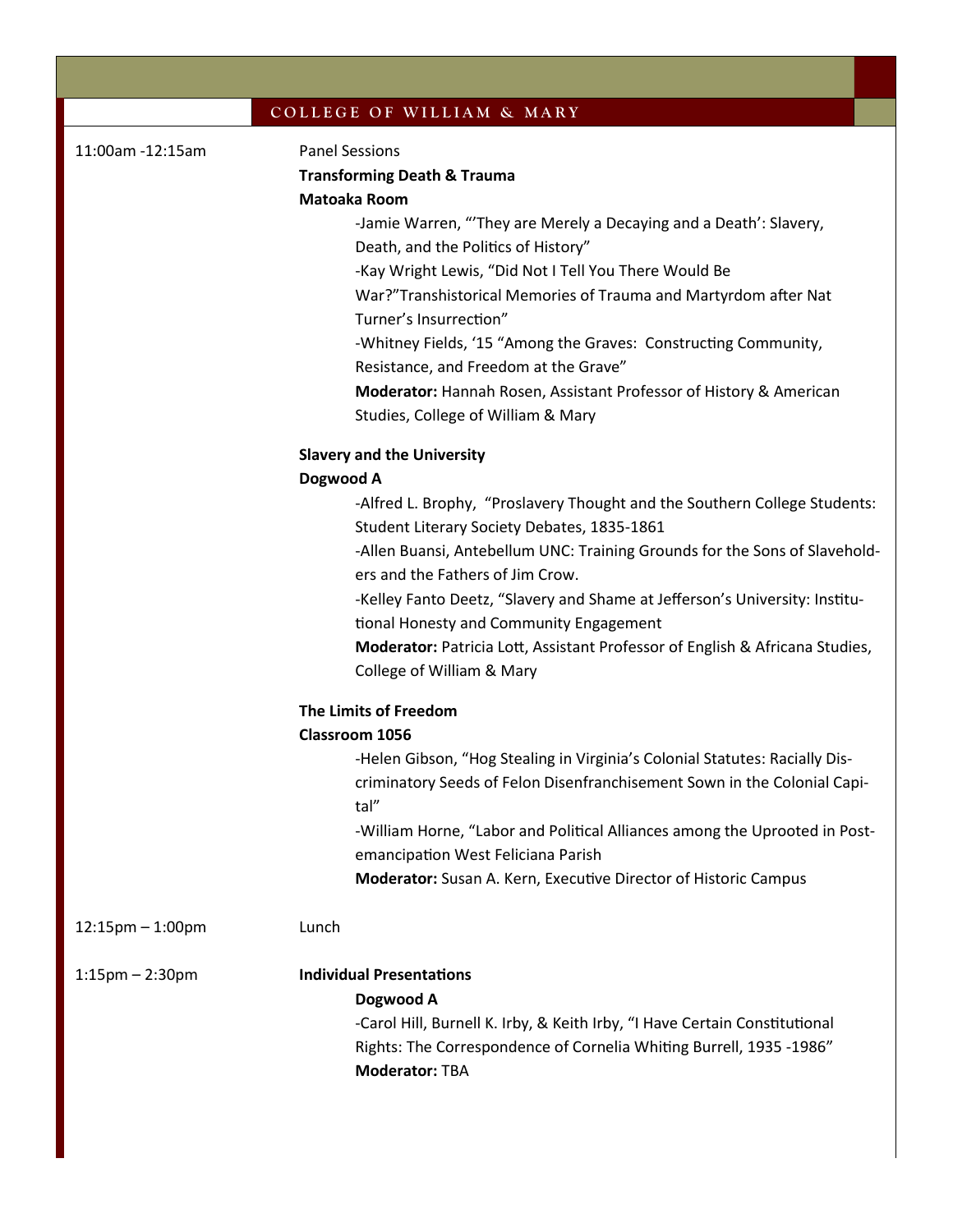11:00am -12:15am

Panel Sessions

**Transforming Death & Trauma**

**Matoaka Room**

-Jamie Warren, "'They are Merely a Decaying and a Death': Slavery, Death, and the Politics of History"

-Kay Wright Lewis, "Did Not I Tell You There Would Be War?"Transhistorical Memories of Trauma and Martyrdom after Nat Turner's Insurrection"

-Whitney Fields, '15 "Among the Graves: Constructing Community, Resistance, and Freedom at the Grave"

**Moderator:** Hannah Rosen, Assistant Professor of History & American Studies, College of William & Mary

**Slavery and the University**

**Dogwood A**

-Alfred L. Brophy, "Proslavery Thought and the Southern College Students: Student Literary Society Debates, 1835-1861

-Allen Buansi, Antebellum UNC: Training Grounds for the Sons of Slaveholders and the Fathers of Jim Crow.

-Kelley Fanto Deetz, "Slavery and Shame at Jefferson's University: Institutional Honesty and Community Engagement

**Moderator:** Patricia Lott, Assistant Professor of English & Africana Studies, College of William & Mary

**The Limits of Freedom**

**Classroom 1056**

-Helen Gibson, "Hog Stealing in Virginia's Colonial Statutes: Racially Discriminatory Seeds of Felon Disenfranchisement Sown in the Colonial Capital"

-William Horne, "Labor and Political Alliances among the Uprooted in Post-emancipation West Feliciana Parish

**Moderator:** Susan A. Kern, Executive Director of Historic Campus

12:15pm – 1:00pm

Lunch

1:15pm – 2:30pm

**Individual Presentations**

**Dogwood A**

-Carol Hill, Burnell K. Irby, & Keith Irby, "I Have Certain Constitutional Rights: The Correspondence of Cornelia Whiting Burrell, 1935 -1986"

**Moderator:** TBA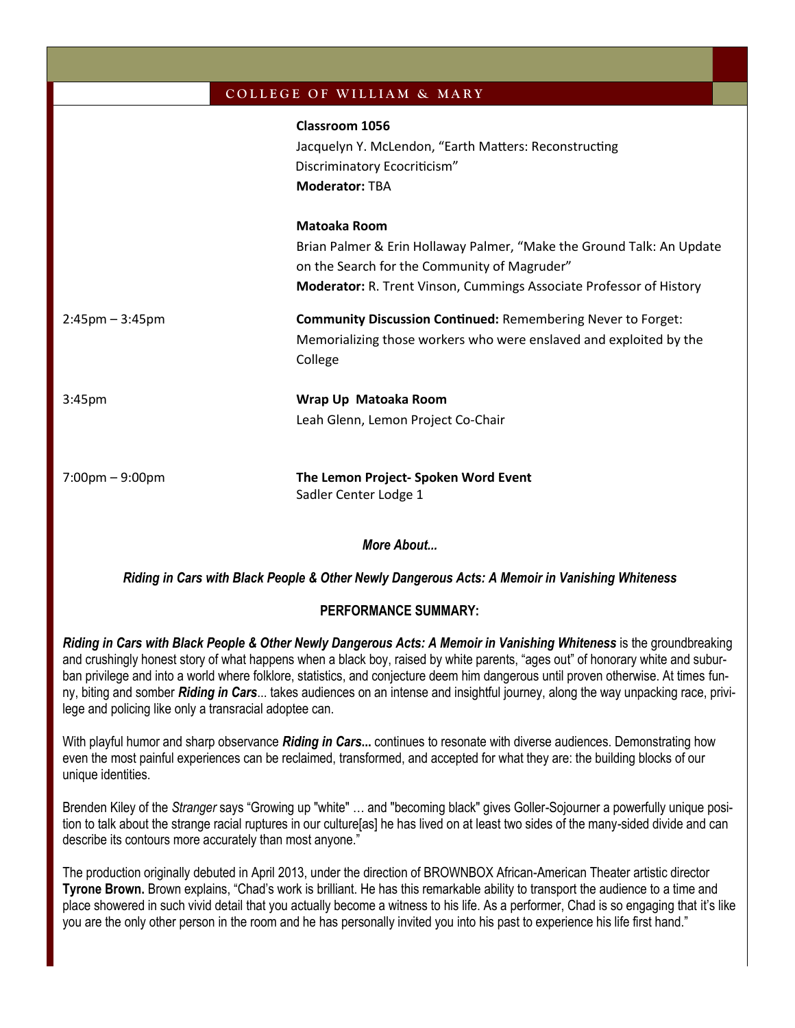| | |
|---|---|
| | **Classroom 1056**<br>Jacquelyn Y. McLendon, "Earth Matters: Reconstructing Discriminatory Ecocriticism"<br>**Moderator:** TBA |
| | **Matoaka Room**<br>Brian Palmer & Erin Hollaway Palmer, "Make the Ground Talk: An Update on the Search for the Community of Magruder"<br>**Moderator:** R. Trent Vinson, Cummings Associate Professor of History |
| 2:45pm – 3:45pm | **Community Discussion Continued:** Remembering Never to Forget: Memorializing those workers who were enslaved and exploited by the College |
| 3:45pm | **Wrap Up Matoaka Room**<br>Leah Glenn, Lemon Project Co-Chair |
| 7:00pm – 9:00pm | **The Lemon Project- Spoken Word Event**<br>Sadler Center Lodge 1 |

***More About...***

***Riding in Cars with Black People & Other Newly Dangerous Acts: A Memoir in Vanishing Whiteness***

**PERFORMANCE SUMMARY:**

***Riding in Cars with Black People & Other Newly Dangerous Acts: A Memoir in Vanishing Whiteness*** is the groundbreaking and crushingly honest story of what happens when a black boy, raised by white parents, "ages out" of honorary white and suburban privilege and into a world where folklore, statistics, and conjecture deem him dangerous until proven otherwise. At times funny, biting and somber ***Riding in Cars***... takes audiences on an intense and insightful journey, along the way unpacking race, privilege and policing like only a transracial adoptee can.

With playful humor and sharp observance ***Riding in Cars...*** continues to resonate with diverse audiences. Demonstrating how even the most painful experiences can be reclaimed, transformed, and accepted for what they are: the building blocks of our unique identities.

Brenden Kiley of the *Stranger* says "Growing up "white" … and "becoming black" gives Goller-Sojourner a powerfully unique position to talk about the strange racial ruptures in our culture[as] he has lived on at least two sides of the many-sided divide and can describe its contours more accurately than most anyone."

The production originally debuted in April 2013, under the direction of BROWNBOX African-American Theater artistic director **Tyrone Brown.** Brown explains, "Chad's work is brilliant. He has this remarkable ability to transport the audience to a time and place showered in such vivid detail that you actually become a witness to his life. As a performer, Chad is so engaging that it's like you are the only other person in the room and he has personally invited you into his past to experience his life first hand."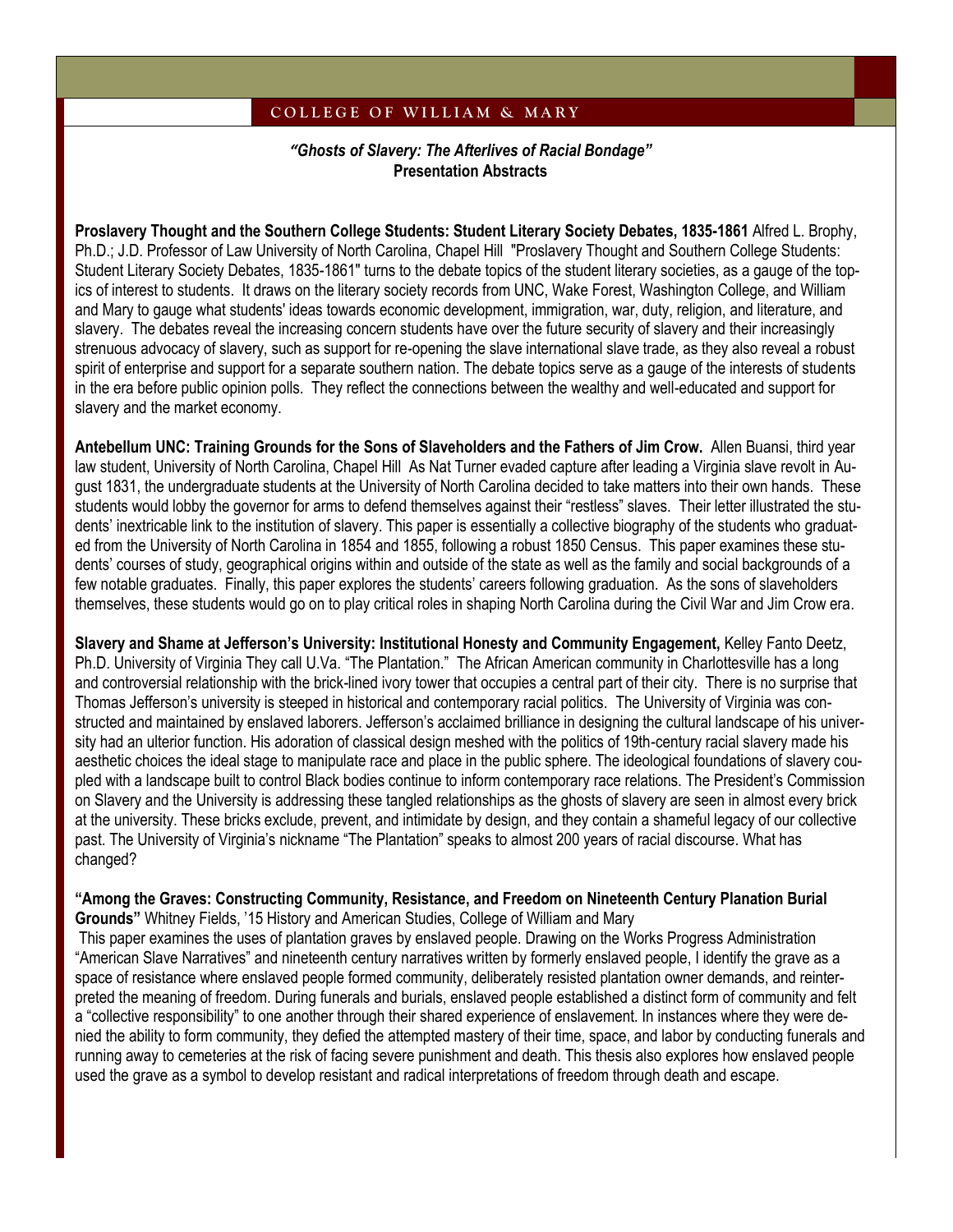COLLEGE OF WILLIAM & MARY

***"Ghosts of Slavery: The Afterlives of Racial Bondage"***
**Presentation Abstracts**

**Proslavery Thought and the Southern College Students: Student Literary Society Debates, 1835-1861** Alfred L. Brophy, Ph.D.; J.D. Professor of Law University of North Carolina, Chapel Hill "Proslavery Thought and Southern College Students: Student Literary Society Debates, 1835-1861" turns to the debate topics of the student literary societies, as a gauge of the topics of interest to students. It draws on the literary society records from UNC, Wake Forest, Washington College, and William and Mary to gauge what students' ideas towards economic development, immigration, war, duty, religion, and literature, and slavery. The debates reveal the increasing concern students have over the future security of slavery and their increasingly strenuous advocacy of slavery, such as support for re-opening the slave international slave trade, as they also reveal a robust spirit of enterprise and support for a separate southern nation. The debate topics serve as a gauge of the interests of students in the era before public opinion polls. They reflect the connections between the wealthy and well-educated and support for slavery and the market economy.

**Antebellum UNC: Training Grounds for the Sons of Slaveholders and the Fathers of Jim Crow.** Allen Buansi, third year law student, University of North Carolina, Chapel Hill As Nat Turner evaded capture after leading a Virginia slave revolt in August 1831, the undergraduate students at the University of North Carolina decided to take matters into their own hands. These students would lobby the governor for arms to defend themselves against their "restless" slaves. Their letter illustrated the students' inextricable link to the institution of slavery. This paper is essentially a collective biography of the students who graduated from the University of North Carolina in 1854 and 1855, following a robust 1850 Census. This paper examines these students' courses of study, geographical origins within and outside of the state as well as the family and social backgrounds of a few notable graduates. Finally, this paper explores the students' careers following graduation. As the sons of slaveholders themselves, these students would go on to play critical roles in shaping North Carolina during the Civil War and Jim Crow era.

**Slavery and Shame at Jefferson's University: Institutional Honesty and Community Engagement,** Kelley Fanto Deetz, Ph.D. University of Virginia They call U.Va. "The Plantation." The African American community in Charlottesville has a long and controversial relationship with the brick-lined ivory tower that occupies a central part of their city. There is no surprise that Thomas Jefferson's university is steeped in historical and contemporary racial politics. The University of Virginia was constructed and maintained by enslaved laborers. Jefferson's acclaimed brilliance in designing the cultural landscape of his university had an ulterior function. His adoration of classical design meshed with the politics of 19th-century racial slavery made his aesthetic choices the ideal stage to manipulate race and place in the public sphere. The ideological foundations of slavery coupled with a landscape built to control Black bodies continue to inform contemporary race relations. The President's Commission on Slavery and the University is addressing these tangled relationships as the ghosts of slavery are seen in almost every brick at the university. These bricks exclude, prevent, and intimidate by design, and they contain a shameful legacy of our collective past. The University of Virginia's nickname "The Plantation" speaks to almost 200 years of racial discourse. What has changed?

**"Among the Graves: Constructing Community, Resistance, and Freedom on Nineteenth Century Planation Burial Grounds"** Whitney Fields, '15 History and American Studies, College of William and Mary
This paper examines the uses of plantation graves by enslaved people. Drawing on the Works Progress Administration "American Slave Narratives" and nineteenth century narratives written by formerly enslaved people, I identify the grave as a space of resistance where enslaved people formed community, deliberately resisted plantation owner demands, and reinterpreted the meaning of freedom. During funerals and burials, enslaved people established a distinct form of community and felt a "collective responsibility" to one another through their shared experience of enslavement. In instances where they were denied the ability to form community, they defied the attempted mastery of their time, space, and labor by conducting funerals and running away to cemeteries at the risk of facing severe punishment and death. This thesis also explores how enslaved people used the grave as a symbol to develop resistant and radical interpretations of freedom through death and escape.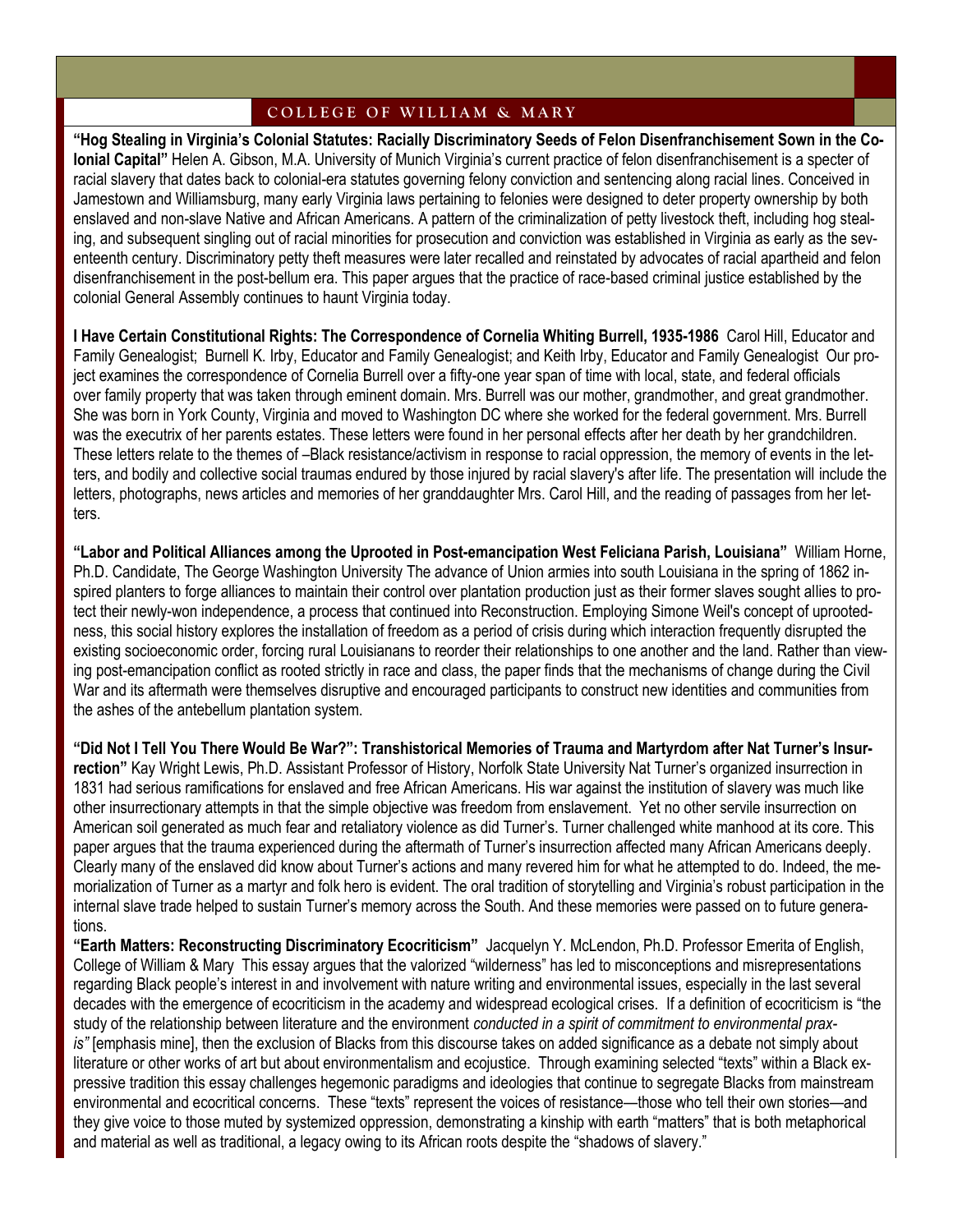**"Hog Stealing in Virginia's Colonial Statutes: Racially Discriminatory Seeds of Felon Disenfranchisement Sown in the Colonial Capital"** Helen A. Gibson, M.A. University of Munich Virginia's current practice of felon disenfranchisement is a specter of racial slavery that dates back to colonial-era statutes governing felony conviction and sentencing along racial lines. Conceived in Jamestown and Williamsburg, many early Virginia laws pertaining to felonies were designed to deter property ownership by both enslaved and non-slave Native and African Americans. A pattern of the criminalization of petty livestock theft, including hog stealing, and subsequent singling out of racial minorities for prosecution and conviction was established in Virginia as early as the seventeenth century. Discriminatory petty theft measures were later recalled and reinstated by advocates of racial apartheid and felon disenfranchisement in the post-bellum era. This paper argues that the practice of race-based criminal justice established by the colonial General Assembly continues to haunt Virginia today.

**I Have Certain Constitutional Rights: The Correspondence of Cornelia Whiting Burrell, 1935-1986** Carol Hill, Educator and Family Genealogist; Burnell K. Irby, Educator and Family Genealogist; and Keith Irby, Educator and Family Genealogist Our project examines the correspondence of Cornelia Burrell over a fifty-one year span of time with local, state, and federal officials over family property that was taken through eminent domain. Mrs. Burrell was our mother, grandmother, and great grandmother. She was born in York County, Virginia and moved to Washington DC where she worked for the federal government. Mrs. Burrell was the executrix of her parents estates. These letters were found in her personal effects after her death by her grandchildren. These letters relate to the themes of –Black resistance/activism in response to racial oppression, the memory of events in the letters, and bodily and collective social traumas endured by those injured by racial slavery's after life. The presentation will include the letters, photographs, news articles and memories of her granddaughter Mrs. Carol Hill, and the reading of passages from her letters.

**"Labor and Political Alliances among the Uprooted in Post-emancipation West Feliciana Parish, Louisiana"** William Horne, Ph.D. Candidate, The George Washington University The advance of Union armies into south Louisiana in the spring of 1862 inspired planters to forge alliances to maintain their control over plantation production just as their former slaves sought allies to protect their newly-won independence, a process that continued into Reconstruction. Employing Simone Weil's concept of uprootedness, this social history explores the installation of freedom as a period of crisis during which interaction frequently disrupted the existing socioeconomic order, forcing rural Louisianans to reorder their relationships to one another and the land. Rather than viewing post-emancipation conflict as rooted strictly in race and class, the paper finds that the mechanisms of change during the Civil War and its aftermath were themselves disruptive and encouraged participants to construct new identities and communities from the ashes of the antebellum plantation system.

**"Did Not I Tell You There Would Be War?": Transhistorical Memories of Trauma and Martyrdom after Nat Turner's Insurrection"** Kay Wright Lewis, Ph.D. Assistant Professor of History, Norfolk State University Nat Turner's organized insurrection in 1831 had serious ramifications for enslaved and free African Americans. His war against the institution of slavery was much like other insurrectionary attempts in that the simple objective was freedom from enslavement. Yet no other servile insurrection on American soil generated as much fear and retaliatory violence as did Turner's. Turner challenged white manhood at its core. This paper argues that the trauma experienced during the aftermath of Turner's insurrection affected many African Americans deeply. Clearly many of the enslaved did know about Turner's actions and many revered him for what he attempted to do. Indeed, the memorialization of Turner as a martyr and folk hero is evident. The oral tradition of storytelling and Virginia's robust participation in the internal slave trade helped to sustain Turner's memory across the South. And these memories were passed on to future generations.

**"Earth Matters: Reconstructing Discriminatory Ecocriticism"** Jacquelyn Y. McLendon, Ph.D. Professor Emerita of English, College of William & Mary This essay argues that the valorized "wilderness" has led to misconceptions and misrepresentations regarding Black people's interest in and involvement with nature writing and environmental issues, especially in the last several decades with the emergence of ecocriticism in the academy and widespread ecological crises. If a definition of ecocriticism is "the study of the relationship between literature and the environment *conducted in a spirit of commitment to environmental praxis"* [emphasis mine], then the exclusion of Blacks from this discourse takes on added significance as a debate not simply about literature or other works of art but about environmentalism and ecojustice. Through examining selected "texts" within a Black expressive tradition this essay challenges hegemonic paradigms and ideologies that continue to segregate Blacks from mainstream environmental and ecocritical concerns. These "texts" represent the voices of resistance—those who tell their own stories—and they give voice to those muted by systemized oppression, demonstrating a kinship with earth "matters" that is both metaphorical and material as well as traditional, a legacy owing to its African roots despite the "shadows of slavery."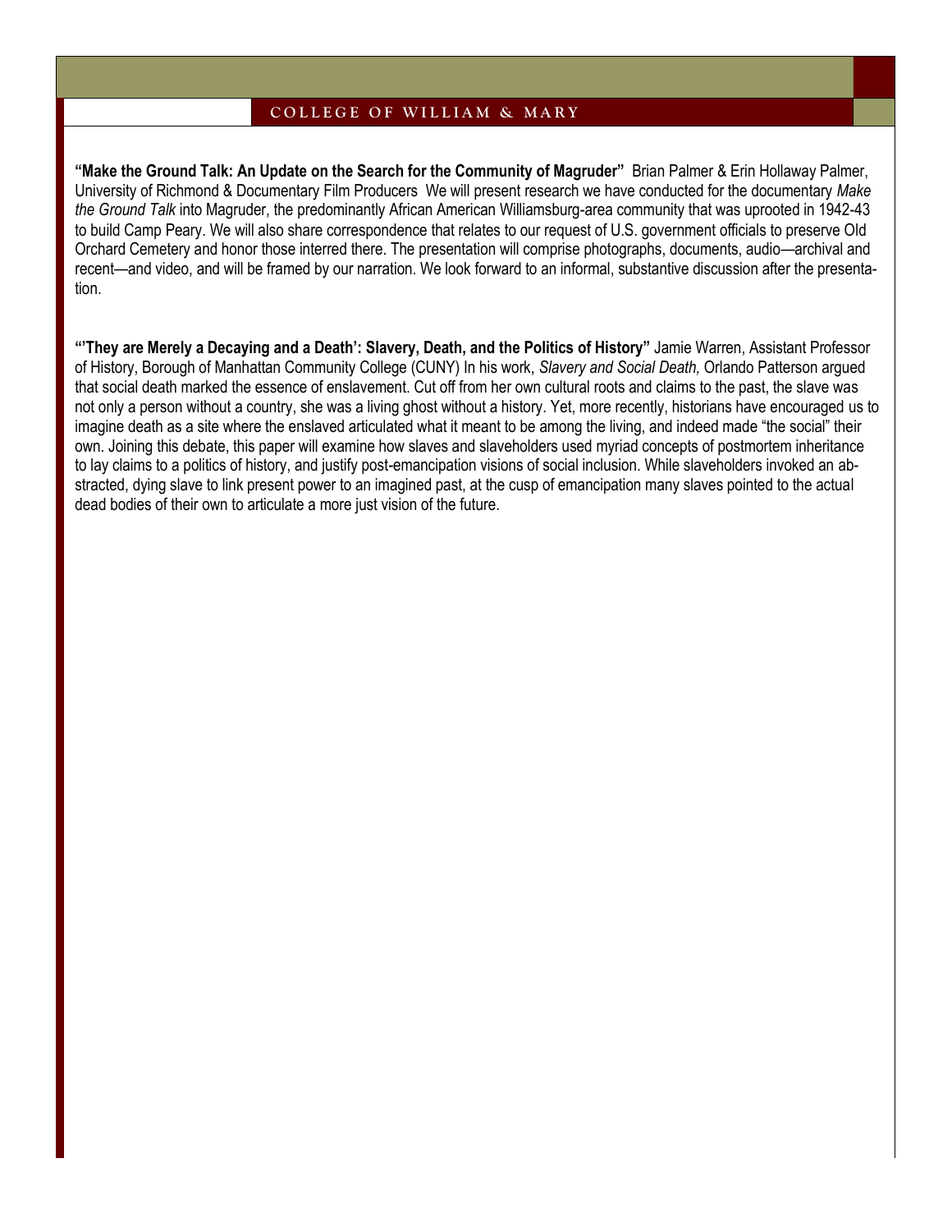**"Make the Ground Talk: An Update on the Search for the Community of Magruder"** Brian Palmer & Erin Hollaway Palmer, University of Richmond & Documentary Film Producers We will present research we have conducted for the documentary *Make the Ground Talk* into Magruder, the predominantly African American Williamsburg-area community that was uprooted in 1942-43 to build Camp Peary. We will also share correspondence that relates to our request of U.S. government officials to preserve Old Orchard Cemetery and honor those interred there. The presentation will comprise photographs, documents, audio—archival and recent—and video, and will be framed by our narration. We look forward to an informal, substantive discussion after the presentation.

**"'They are Merely a Decaying and a Death': Slavery, Death, and the Politics of History"** Jamie Warren, Assistant Professor of History, Borough of Manhattan Community College (CUNY) In his work, *Slavery and Social Death,* Orlando Patterson argued that social death marked the essence of enslavement. Cut off from her own cultural roots and claims to the past, the slave was not only a person without a country, she was a living ghost without a history. Yet, more recently, historians have encouraged us to imagine death as a site where the enslaved articulated what it meant to be among the living, and indeed made "the social" their own. Joining this debate, this paper will examine how slaves and slaveholders used myriad concepts of postmortem inheritance to lay claims to a politics of history, and justify post-emancipation visions of social inclusion. While slaveholders invoked an abstracted, dying slave to link present power to an imagined past, at the cusp of emancipation many slaves pointed to the actual dead bodies of their own to articulate a more just vision of the future.